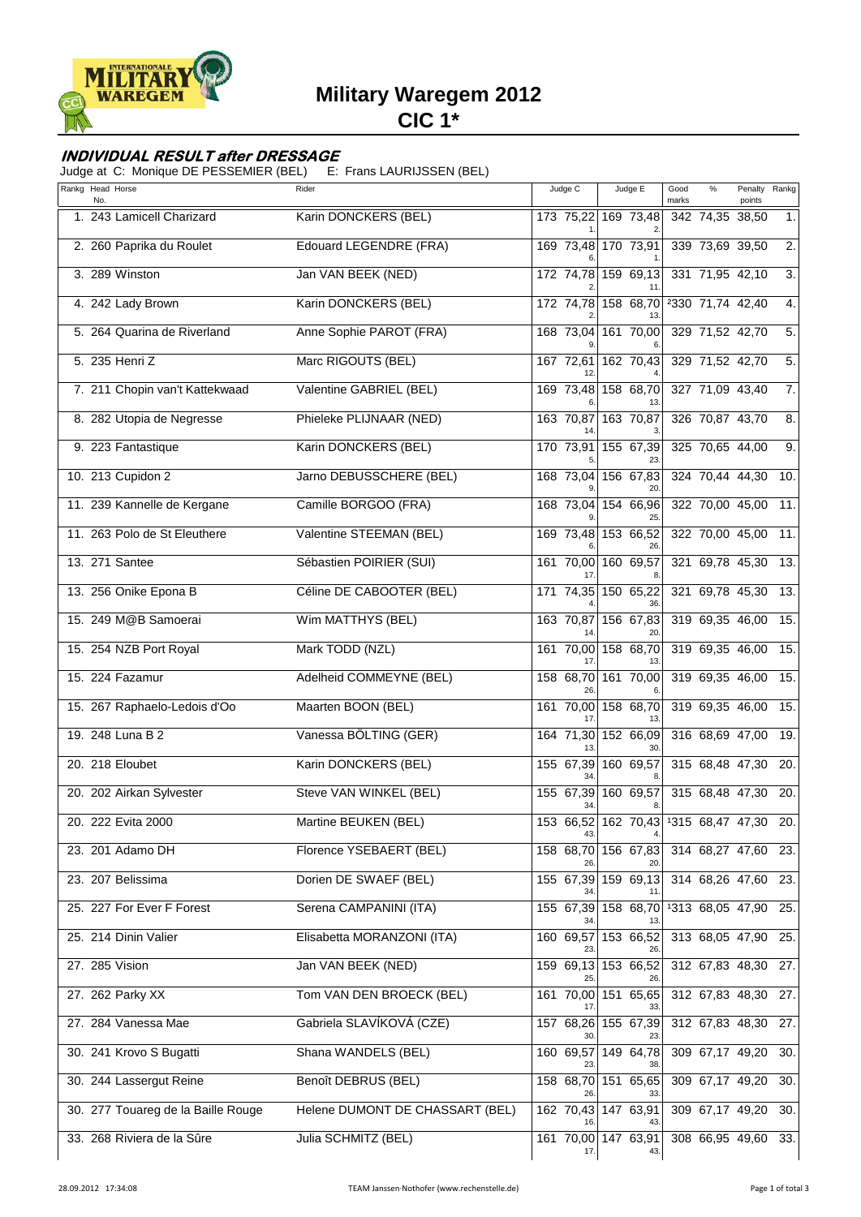# Military Waregem 2012

## CIC 1*

### *INDIVIDUAL RESULT after DRESSAGE*

Judge at C: Monique DE PESSEMIER (BEL) E: Frans LAURIJSSEN (BEL)

| Rankg | Head No. | Horse | Rider | Judge C | | | Judge E | | | Good marks | % | Penalty points | Rankg |
|---|---|---|---|---|---|---|---|---|---|---|---|---|---|
| 1. | 243 | Lamicell Charizard | Karin DONCKERS (BEL) | 173 | 75,22 | 1. | 169 | 73,48 | 2. | 342 | 74,35 | 38,50 | 1. |
| 2. | 260 | Paprika du Roulet | Edouard LEGENDRE (FRA) | 169 | 73,48 | 6. | 170 | 73,91 | 1. | 339 | 73,69 | 39,50 | 2. |
| 3. | 289 | Winston | Jan VAN BEEK (NED) | 172 | 74,78 | 2. | 159 | 69,13 | 11. | 331 | 71,95 | 42,10 | 3. |
| 4. | 242 | Lady Brown | Karin DONCKERS (BEL) | 172 | 74,78 | 2. | 158 | 68,70 | 13. | [2]330 | 71,74 | 42,40 | 4. |
| 5. | 264 | Quarina de Riverland | Anne Sophie PAROT (FRA) | 168 | 73,04 | 9. | 161 | 70,00 | 6. | 329 | 71,52 | 42,70 | 5. |
| 5. | 235 | Henri Z | Marc RIGOUTS (BEL) | 167 | 72,61 | 12. | 162 | 70,43 | 4. | 329 | 71,52 | 42,70 | 5. |
| 7. | 211 | Chopin van't Kattekwaad | Valentine GABRIEL (BEL) | 169 | 73,48 | 6. | 158 | 68,70 | 13. | 327 | 71,09 | 43,40 | 7. |
| 8. | 282 | Utopia de Negresse | Phieleke PLIJNAAR (NED) | 163 | 70,87 | 14. | 163 | 70,87 | 3. | 326 | 70,87 | 43,70 | 8. |
| 9. | 223 | Fantastique | Karin DONCKERS (BEL) | 170 | 73,91 | 5. | 155 | 67,39 | 23. | 325 | 70,65 | 44,00 | 9. |
| 10. | 213 | Cupidon 2 | Jarno DEBUSSCHERE (BEL) | 168 | 73,04 | 9. | 156 | 67,83 | 20. | 324 | 70,44 | 44,30 | 10. |
| 11. | 239 | Kannelle de Kergane | Camille BORGOO (FRA) | 168 | 73,04 | 9. | 154 | 66,96 | 25. | 322 | 70,00 | 45,00 | 11. |
| 11. | 263 | Polo de St Eleuthere | Valentine STEEMAN (BEL) | 169 | 73,48 | 6. | 153 | 66,52 | 26. | 322 | 70,00 | 45,00 | 11. |
| 13. | 271 | Santee | Sébastien POIRIER (SUI) | 161 | 70,00 | 17. | 160 | 69,57 | 8. | 321 | 69,78 | 45,30 | 13. |
| 13. | 256 | Onike Epona B | Céline DE CABOOTER (BEL) | 171 | 74,35 | 4. | 150 | 65,22 | 36. | 321 | 69,78 | 45,30 | 13. |
| 15. | 249 | M@B Samoerai | Wim MATTHYS (BEL) | 163 | 70,87 | 14. | 156 | 67,83 | 20. | 319 | 69,35 | 46,00 | 15. |
| 15. | 254 | NZB Port Royal | Mark TODD (NZL) | 161 | 70,00 | 17. | 158 | 68,70 | 13. | 319 | 69,35 | 46,00 | 15. |
| 15. | 224 | Fazamur | Adelheid COMMEYNE (BEL) | 158 | 68,70 | 26. | 161 | 70,00 | 6. | 319 | 69,35 | 46,00 | 15. |
| 15. | 267 | Raphaelo-Ledois d'Oo | Maarten BOON (BEL) | 161 | 70,00 | 17. | 158 | 68,70 | 13. | 319 | 69,35 | 46,00 | 15. |
| 19. | 248 | Luna B 2 | Vanessa BÖLTING (GER) | 164 | 71,30 | 13. | 152 | 66,09 | 30. | 316 | 68,69 | 47,00 | 19. |
| 20. | 218 | Eloubet | Karin DONCKERS (BEL) | 155 | 67,39 | 34. | 160 | 69,57 | 8. | 315 | 68,48 | 47,30 | 20. |
| 20. | 202 | Airkan Sylvester | Steve VAN WINKEL (BEL) | 155 | 67,39 | 34. | 160 | 69,57 | 8. | 315 | 68,48 | 47,30 | 20. |
| 20. | 222 | Evita 2000 | Martine BEUKEN (BEL) | 153 | 66,52 | 43. | 162 | 70,43 | 4. | [1]315 | 68,47 | 47,30 | 20. |
| 23. | 201 | Adamo DH | Florence YSEBAERT (BEL) | 158 | 68,70 | 26. | 156 | 67,83 | 20. | 314 | 68,27 | 47,60 | 23. |
| 23. | 207 | Belissima | Dorien DE SWAEF (BEL) | 155 | 67,39 | 34. | 159 | 69,13 | 11. | 314 | 68,26 | 47,60 | 23. |
| 25. | 227 | For Ever F Forest | Serena CAMPANINI (ITA) | 155 | 67,39 | 34. | 158 | 68,70 | 13. | [1]313 | 68,05 | 47,90 | 25. |
| 25. | 214 | Dinin Valier | Elisabetta MORANZONI (ITA) | 160 | 69,57 | 23. | 153 | 66,52 | 26. | 313 | 68,05 | 47,90 | 25. |
| 27. | 285 | Vision | Jan VAN BEEK (NED) | 159 | 69,13 | 25. | 153 | 66,52 | 26. | 312 | 67,83 | 48,30 | 27. |
| 27. | 262 | Parky XX | Tom VAN DEN BROECK (BEL) | 161 | 70,00 | 17. | 151 | 65,65 | 33. | 312 | 67,83 | 48,30 | 27. |
| 27. | 284 | Vanessa Mae | Gabriela SLAVÍKOVÁ (CZE) | 157 | 68,26 | 30. | 155 | 67,39 | 23. | 312 | 67,83 | 48,30 | 27. |
| 30. | 241 | Krovo S Bugatti | Shana WANDELS (BEL) | 160 | 69,57 | 23. | 149 | 64,78 | 38. | 309 | 67,17 | 49,20 | 30. |
| 30. | 244 | Lassergut Reine | Benoît DEBRUS (BEL) | 158 | 68,70 | 26. | 151 | 65,65 | 33. | 309 | 67,17 | 49,20 | 30. |
| 30. | 277 | Touareg de la Baille Rouge | Helene DUMONT DE CHASSART (BEL) | 162 | 70,43 | 16. | 147 | 63,91 | 43. | 309 | 67,17 | 49,20 | 30. |
| 33. | 268 | Riviera de la Sûre | Julia SCHMITZ (BEL) | 161 | 70,00 | 17. | 147 | 63,91 | 43. | 308 | 66,95 | 49,60 | 33. |

28.09.2012 17:34:08 TEAM Janssen-Nothofer (www.rechenstelle.de)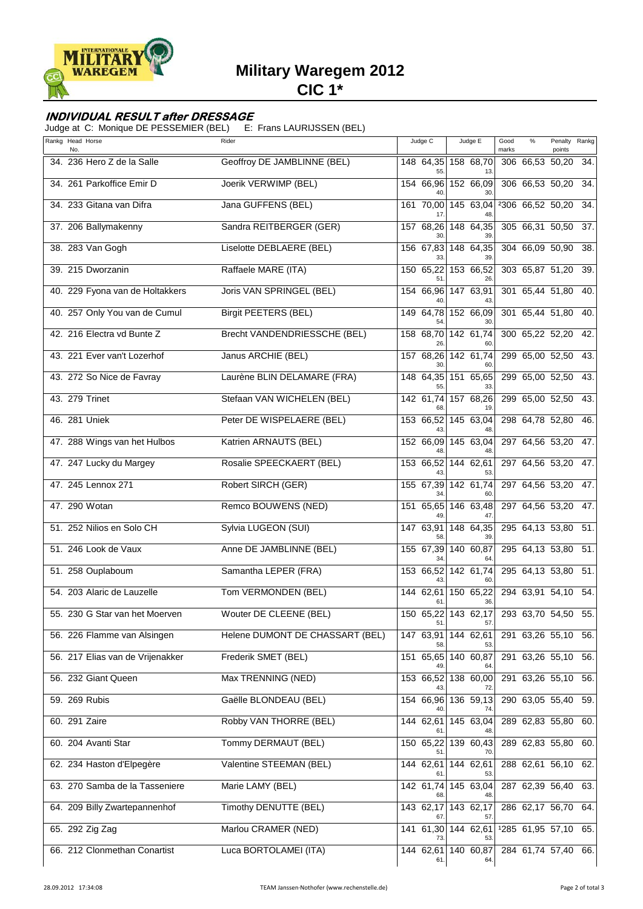# Military Waregem 2012

## CIC 1*

### *INDIVIDUAL RESULT after DRESSAGE*

Judge at C: Monique DE PESSEMIER (BEL) E: Frans LAURIJSSEN (BEL)

| Rankg | Head No. | Horse | Rider | Judge C | | | Judge E | | | Good marks | % | Penalty points | Rankg |
|---|---|---|---|---|---|---|---|---|---|---|---|---|---|
| 34. | 236 | Hero Z de la Salle | Geoffroy DE JAMBLINNE (BEL) | 148 | 64,35 | 55. | 158 | 68,70 | 13. | 306 | 66,53 | 50,20 | 34. |
| 34. | 261 | Parkoffice Emir D | Joerik VERWIMP (BEL) | 154 | 66,96 | 40. | 152 | 66,09 | 30. | 306 | 66,53 | 50,20 | 34. |
| 34. | 233 | Gitana van Difra | Jana GUFFENS (BEL) | 161 | 70,00 | 17. | 145 | 63,04 | 48. | [2]306 | 66,52 | 50,20 | 34. |
| 37. | 206 | Ballymakenny | Sandra REITBERGER (GER) | 157 | 68,26 | 30. | 148 | 64,35 | 39. | 305 | 66,31 | 50,50 | 37. |
| 38. | 283 | Van Gogh | Liselotte DEBLAERE (BEL) | 156 | 67,83 | 33. | 148 | 64,35 | 39. | 304 | 66,09 | 50,90 | 38. |
| 39. | 215 | Dworzanin | Raffaele MARE (ITA) | 150 | 65,22 | 51. | 153 | 66,52 | 26. | 303 | 65,87 | 51,20 | 39. |
| 40. | 229 | Fyona van de Holtakkers | Joris VAN SPRINGEL (BEL) | 154 | 66,96 | 40. | 147 | 63,91 | 43. | 301 | 65,44 | 51,80 | 40. |
| 40. | 257 | Only You van de Cumul | Birgit PEETERS (BEL) | 149 | 64,78 | 54. | 152 | 66,09 | 30. | 301 | 65,44 | 51,80 | 40. |
| 42. | 216 | Electra vd Bunte Z | Brecht VANDENDRIESSCHE (BEL) | 158 | 68,70 | 26. | 142 | 61,74 | 60. | 300 | 65,22 | 52,20 | 42. |
| 43. | 221 | Ever van't Lozerhof | Janus ARCHIE (BEL) | 157 | 68,26 | 30. | 142 | 61,74 | 60. | 299 | 65,00 | 52,50 | 43. |
| 43. | 272 | So Nice de Favray | Laurène BLIN DELAMARE (FRA) | 148 | 64,35 | 55. | 151 | 65,65 | 33. | 299 | 65,00 | 52,50 | 43. |
| 43. | 279 | Trinet | Stefaan VAN WICHELEN (BEL) | 142 | 61,74 | 68. | 157 | 68,26 | 19. | 299 | 65,00 | 52,50 | 43. |
| 46. | 281 | Uniek | Peter DE WISPELAERE (BEL) | 153 | 66,52 | 43. | 145 | 63,04 | 48. | 298 | 64,78 | 52,80 | 46. |
| 47. | 288 | Wings van het Hulbos | Katrien ARNAUTS (BEL) | 152 | 66,09 | 48. | 145 | 63,04 | 48. | 297 | 64,56 | 53,20 | 47. |
| 47. | 247 | Lucky du Margey | Rosalie SPEECKAERT (BEL) | 153 | 66,52 | 43. | 144 | 62,61 | 53. | 297 | 64,56 | 53,20 | 47. |
| 47. | 245 | Lennox 271 | Robert SIRCH (GER) | 155 | 67,39 | 34. | 142 | 61,74 | 60. | 297 | 64,56 | 53,20 | 47. |
| 47. | 290 | Wotan | Remco BOUWENS (NED) | 151 | 65,65 | 49. | 146 | 63,48 | 47. | 297 | 64,56 | 53,20 | 47. |
| 51. | 252 | Nilios en Solo CH | Sylvia LUGEON (SUI) | 147 | 63,91 | 58. | 148 | 64,35 | 39. | 295 | 64,13 | 53,80 | 51. |
| 51. | 246 | Look de Vaux | Anne DE JAMBLINNE (BEL) | 155 | 67,39 | 34. | 140 | 60,87 | 64. | 295 | 64,13 | 53,80 | 51. |
| 51. | 258 | Ouplaboum | Samantha LEPER (FRA) | 153 | 66,52 | 43. | 142 | 61,74 | 60. | 295 | 64,13 | 53,80 | 51. |
| 54. | 203 | Alaric de Lauzelle | Tom VERMONDEN (BEL) | 144 | 62,61 | 61. | 150 | 65,22 | 36. | 294 | 63,91 | 54,10 | 54. |
| 55. | 230 | G Star van het Moerven | Wouter DE CLEENE (BEL) | 150 | 65,22 | 51. | 143 | 62,17 | 57. | 293 | 63,70 | 54,50 | 55. |
| 56. | 226 | Flamme van Alsingen | Helene DUMONT DE CHASSART (BEL) | 147 | 63,91 | 58. | 144 | 62,61 | 53. | 291 | 63,26 | 55,10 | 56. |
| 56. | 217 | Elias van de Vrijenakker | Frederik SMET (BEL) | 151 | 65,65 | 49. | 140 | 60,87 | 64. | 291 | 63,26 | 55,10 | 56. |
| 56. | 232 | Giant Queen | Max TRENNING (NED) | 153 | 66,52 | 43. | 138 | 60,00 | 72. | 291 | 63,26 | 55,10 | 56. |
| 59. | 269 | Rubis | Gaëlle BLONDEAU (BEL) | 154 | 66,96 | 40. | 136 | 59,13 | 74. | 290 | 63,05 | 55,40 | 59. |
| 60. | 291 | Zaire | Robby VAN THORRE (BEL) | 144 | 62,61 | 61. | 145 | 63,04 | 48. | 289 | 62,83 | 55,80 | 60. |
| 60. | 204 | Avanti Star | Tommy DERMAUT (BEL) | 150 | 65,22 | 51. | 139 | 60,43 | 70. | 289 | 62,83 | 55,80 | 60. |
| 62. | 234 | Haston d'Elpegère | Valentine STEEMAN (BEL) | 144 | 62,61 | 61. | 144 | 62,61 | 53. | 288 | 62,61 | 56,10 | 62. |
| 63. | 270 | Samba de la Tasseniere | Marie LAMY (BEL) | 142 | 61,74 | 68. | 145 | 63,04 | 48. | 287 | 62,39 | 56,40 | 63. |
| 64. | 209 | Billy Zwartepannenhof | Timothy DENUTTE (BEL) | 143 | 62,17 | 67. | 143 | 62,17 | 57. | 286 | 62,17 | 56,70 | 64. |
| 65. | 292 | Zig Zag | Marlou CRAMER (NED) | 141 | 61,30 | 73. | 144 | 62,61 | 53. | [1]285 | 61,95 | 57,10 | 65. |
| 66. | 212 | Clonmethan Conartist | Luca BORTOLAMEI (ITA) | 144 | 62,61 | 61. | 140 | 60,87 | 64. | 284 | 61,74 | 57,40 | 66. |

28.09.2012 17:34:08 TEAM Janssen-Nothofer (www.rechenstelle.de)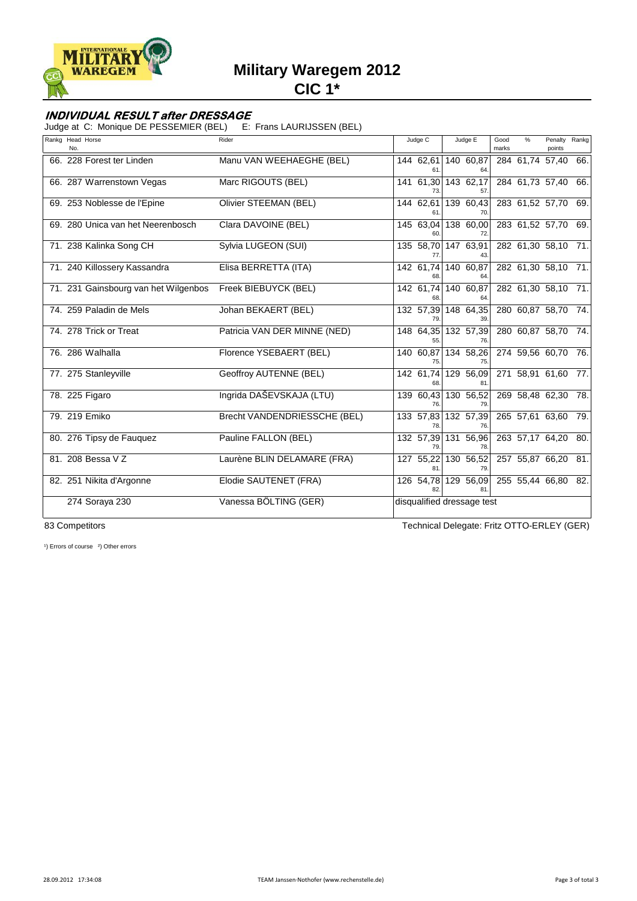# Military Waregem 2012

## CIC 1*

### *INDIVIDUAL RESULT after DRESSAGE*

Judge at C: Monique DE PESSEMIER (BEL) E: Frans LAURIJSSEN (BEL)

| Rankg | Head No. | Horse | Rider | Judge C | | | Judge E | | | Good marks | % | Penalty points | Rankg |
|---|---|---|---|---|---|---|---|---|---|---|---|---|---|
| 66. | 228 | Forest ter Linden | Manu VAN WEEHAEGHE (BEL) | 144 | 62,61 | 61. | 140 | 60,87 | 64. | 284 | 61,74 | 57,40 | 66. |
| 66. | 287 | Warrenstown Vegas | Marc RIGOUTS (BEL) | 141 | 61,30 | 73. | 143 | 62,17 | 57. | 284 | 61,73 | 57,40 | 66. |
| 69. | 253 | Noblesse de l'Epine | Olivier STEEMAN (BEL) | 144 | 62,61 | 61. | 139 | 60,43 | 70. | 283 | 61,52 | 57,70 | 69. |
| 69. | 280 | Unica van het Neerenbosch | Clara DAVOINE (BEL) | 145 | 63,04 | 60. | 138 | 60,00 | 72. | 283 | 61,52 | 57,70 | 69. |
| 71. | 238 | Kalinka Song CH | Sylvia LUGEON (SUI) | 135 | 58,70 | 77. | 147 | 63,91 | 43. | 282 | 61,30 | 58,10 | 71. |
| 71. | 240 | Killossery Kassandra | Elisa BERRETTA (ITA) | 142 | 61,74 | 68. | 140 | 60,87 | 64. | 282 | 61,30 | 58,10 | 71. |
| 71. | 231 | Gainsbourg van het Wilgenbos | Freek BIEBUYCK (BEL) | 142 | 61,74 | 68. | 140 | 60,87 | 64. | 282 | 61,30 | 58,10 | 71. |
| 74. | 259 | Paladin de Mels | Johan BEKAERT (BEL) | 132 | 57,39 | 79. | 148 | 64,35 | 39. | 280 | 60,87 | 58,70 | 74. |
| 74. | 278 | Trick or Treat | Patricia VAN DER MINNE (NED) | 148 | 64,35 | 55. | 132 | 57,39 | 76. | 280 | 60,87 | 58,70 | 74. |
| 76. | 286 | Walhalla | Florence YSEBAERT (BEL) | 140 | 60,87 | 75. | 134 | 58,26 | 75. | 274 | 59,56 | 60,70 | 76. |
| 77. | 275 | Stanleyville | Geoffroy AUTENNE (BEL) | 142 | 61,74 | 68. | 129 | 56,09 | 81. | 271 | 58,91 | 61,60 | 77. |
| 78. | 225 | Figaro | Ingrida DAŠEVSKAJA (LTU) | 139 | 60,43 | 76. | 130 | 56,52 | 79. | 269 | 58,48 | 62,30 | 78. |
| 79. | 219 | Emiko | Brecht VANDENDRIESSCHE (BEL) | 133 | 57,83 | 78. | 132 | 57,39 | 76. | 265 | 57,61 | 63,60 | 79. |
| 80. | 276 | Tipsy de Fauquez | Pauline FALLON (BEL) | 132 | 57,39 | 79. | 131 | 56,96 | 78. | 263 | 57,17 | 64,20 | 80. |
| 81. | 208 | Bessa V Z | Laurène BLIN DELAMARE (FRA) | 127 | 55,22 | 81. | 130 | 56,52 | 79. | 257 | 55,87 | 66,20 | 81. |
| 82. | 251 | Nikita d'Argonne | Elodie SAUTENET (FRA) | 126 | 54,78 | 82. | 129 | 56,09 | 81. | 255 | 55,44 | 66,80 | 82. |
| | 274 | Soraya 230 | Vanessa BÖLTING (GER) | disqualified dressage test | | | | | | | | | |

83 Competitors

Technical Delegate: Fritz OTTO-ERLEY (GER)

[1]) Errors of course [2]) Other errors